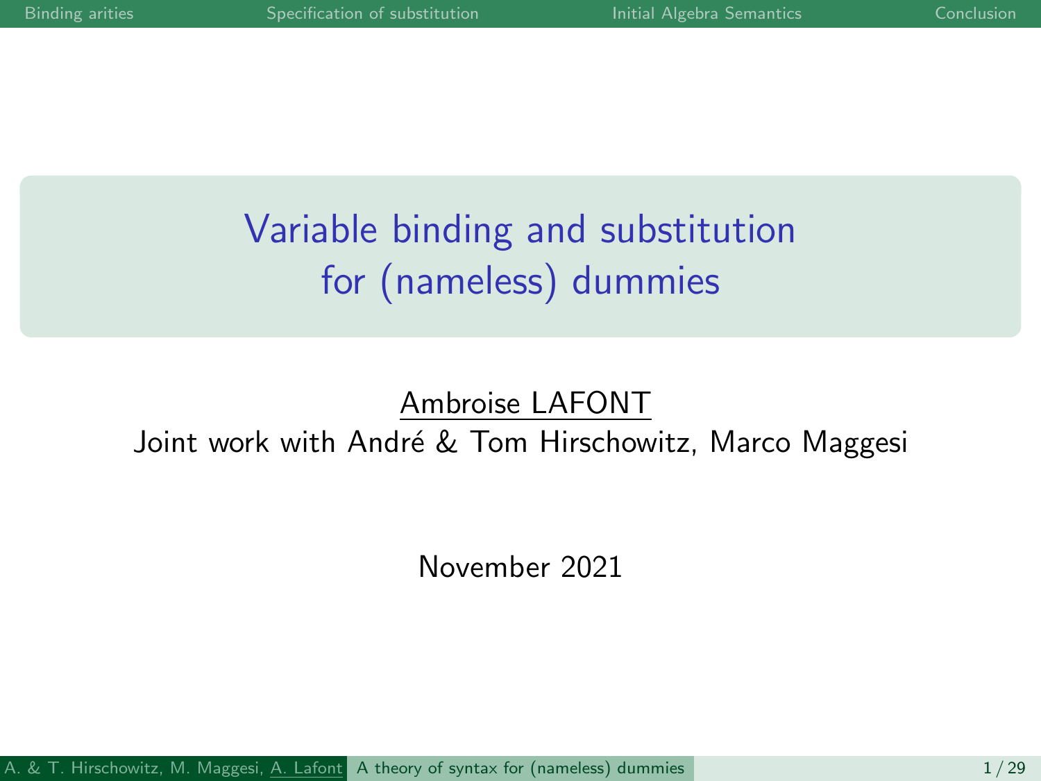# Variable binding and substitution for (nameless) dummies

Ambroise LAFONT

Joint work with André & Tom Hirschowitz, Marco Maggesi

November 2021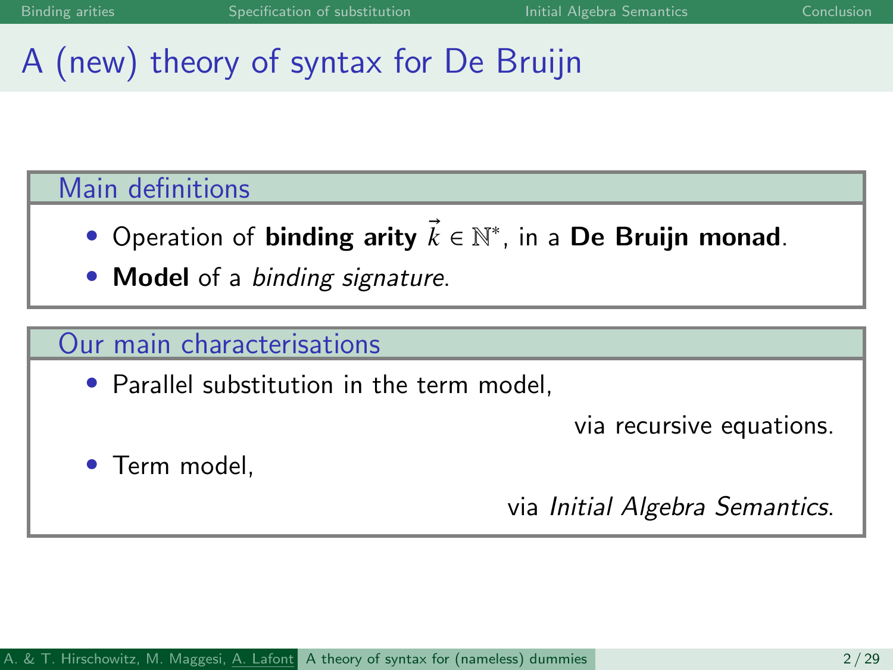# A (new) theory of syntax for De Bruijn

## Main definitions

- Operation of **binding arity** $\vec{k} \in \mathbb{N}^*$, in a **De Bruijn monad**.
- **Model** of a *binding signature*.

## Our main characterisations

- Parallel substitution in the term model,

  via recursive equations.

- Term model,

  via *Initial Algebra Semantics*.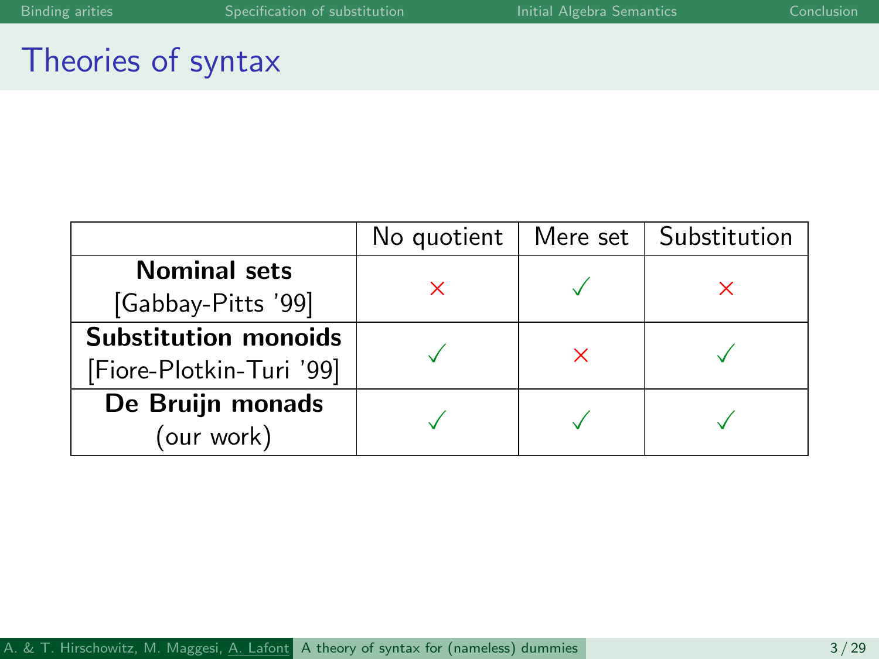# Theories of syntax

| | No quotient | Mere set | Substitution |
|---|---|---|---|
| **Nominal sets** [Gabbay-Pitts '99] | × | ✓ | × |
| **Substitution monoids** [Fiore-Plotkin-Turi '99] | ✓ | × | ✓ |
| **De Bruijn monads** (our work) | ✓ | ✓ | ✓ |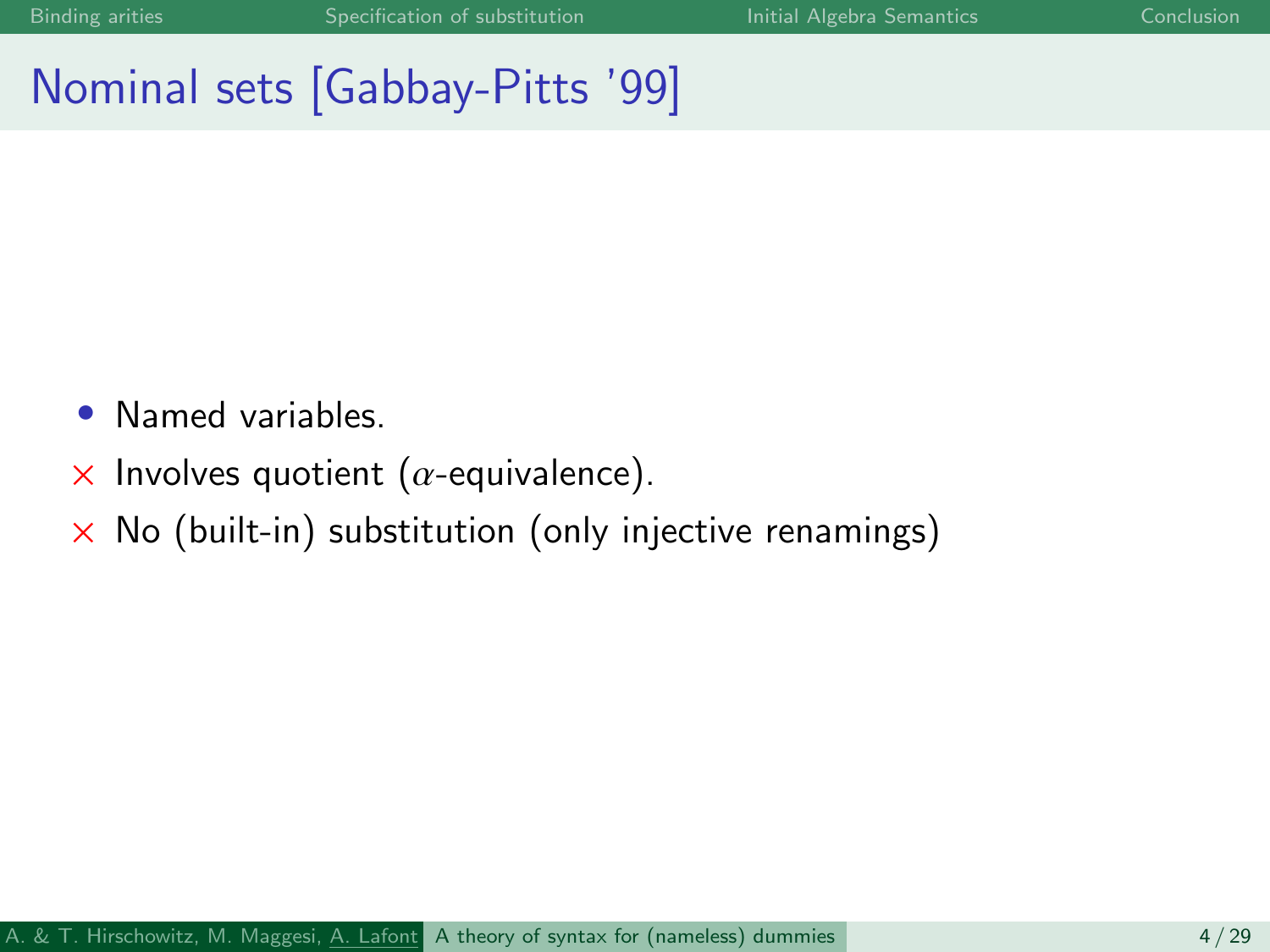# Nominal sets [Gabbay-Pitts '99]

- Named variables.
- × Involves quotient ($\alpha$-equivalence).
- × No (built-in) substitution (only injective renamings)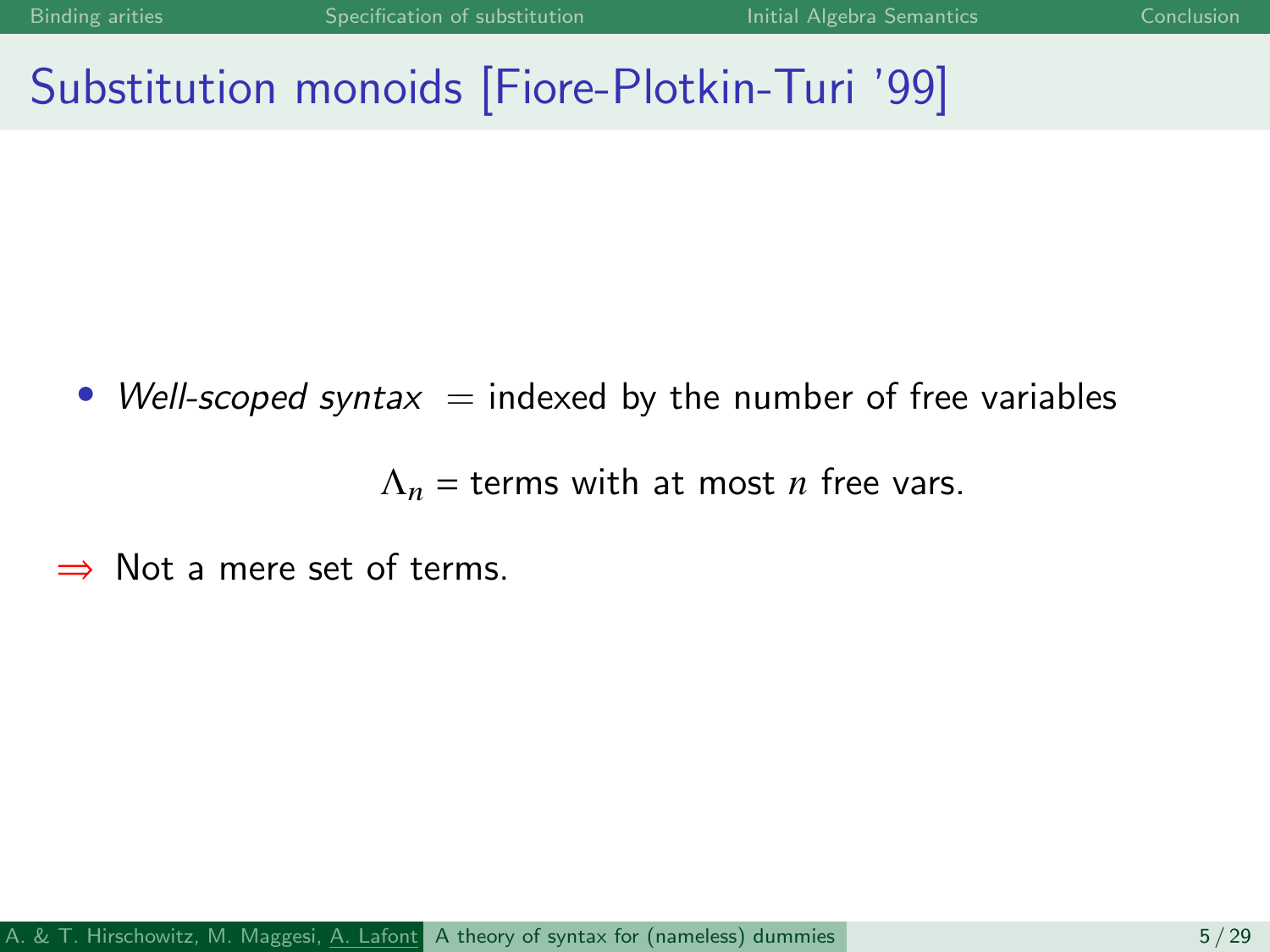# Substitution monoids [Fiore-Plotkin-Turi '99]

- *Well-scoped syntax* = indexed by the number of free variables

$$\Lambda_n = \text{terms with at most } n \text{ free vars.}$$

$\Rightarrow$ Not a mere set of terms.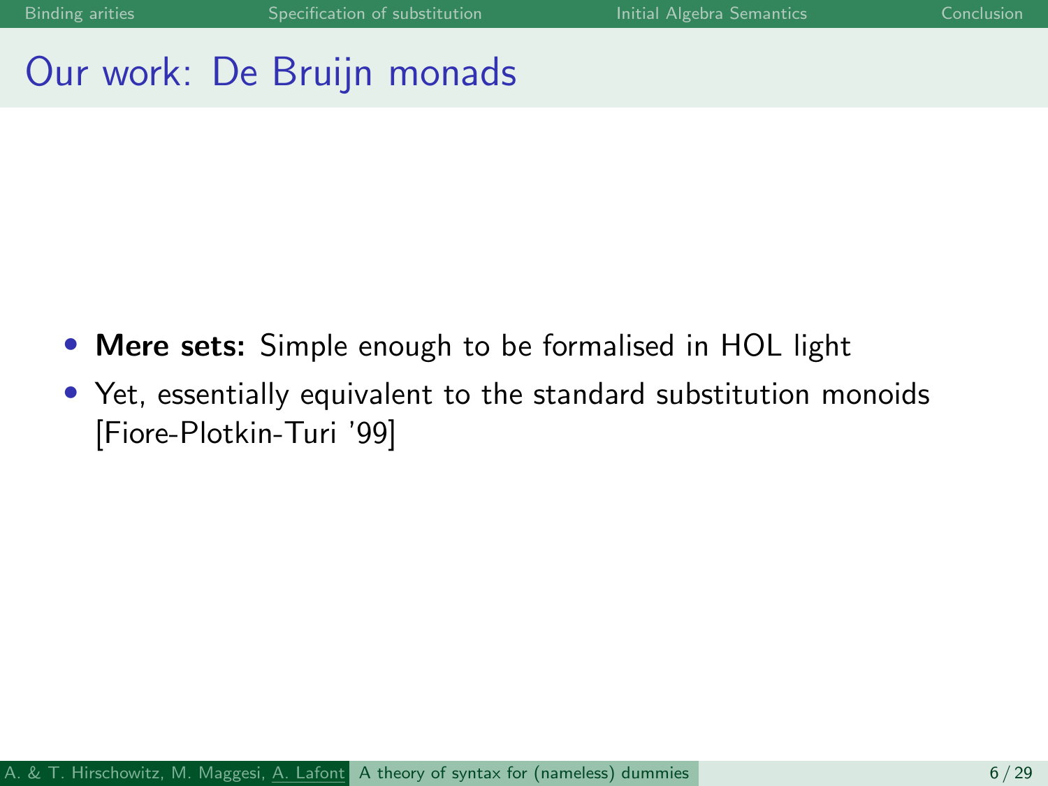# Our work: De Bruijn monads

- **Mere sets:** Simple enough to be formalised in HOL light
- Yet, essentially equivalent to the standard substitution monoids [Fiore-Plotkin-Turi '99]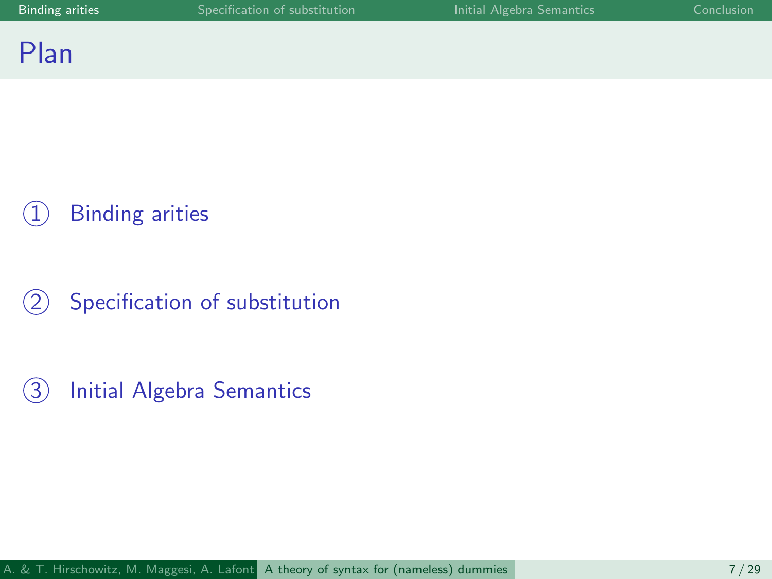# Plan

1. Binding arities
2. Specification of substitution
3. Initial Algebra Semantics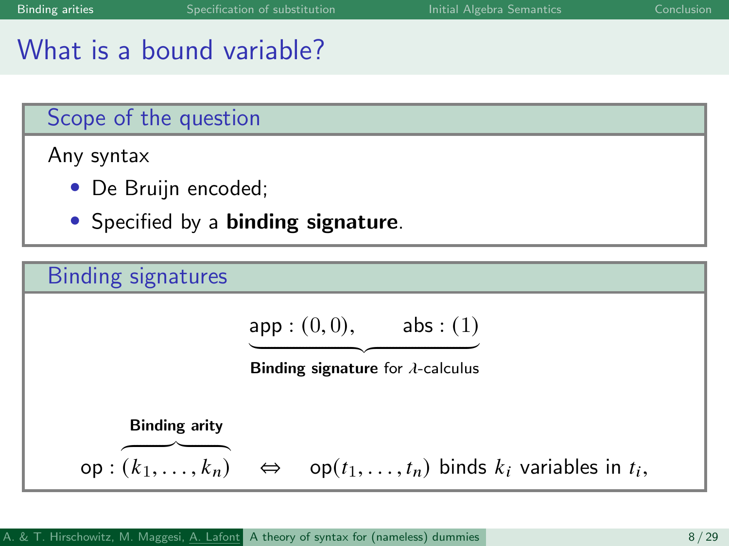# What is a bound variable?

## Scope of the question

Any syntax

- De Bruijn encoded;
- Specified by a **binding signature**.

## Binding signatures

$$\underbrace{\mathsf{app} : (0,0), \qquad \mathsf{abs} : (1)}_{\textbf{Binding signature} \text{ for } \lambda\text{-calculus}}$$

$$\mathsf{op} : \overbrace{(k_1, \ldots, k_n)}^{\textbf{Binding arity}} \quad \Leftrightarrow \quad \mathsf{op}(t_1, \ldots, t_n) \text{ binds } k_i \text{ variables in } t_i,$$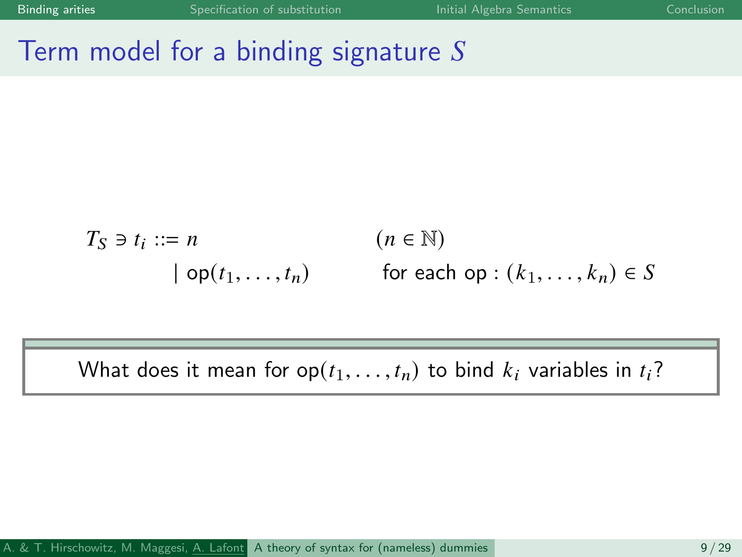# Term model for a binding signature $S$

$$
\begin{aligned}
T_S \ni t_i ::= &\ n && (n \in \mathbb{N}) \\
\mid &\ \mathsf{op}(t_1, \ldots, t_n) && \text{for each } \mathsf{op} : (k_1, \ldots, k_n) \in S
\end{aligned}
$$

What does it mean for $\mathsf{op}(t_1, \ldots, t_n)$ to bind $k_i$ variables in $t_i$?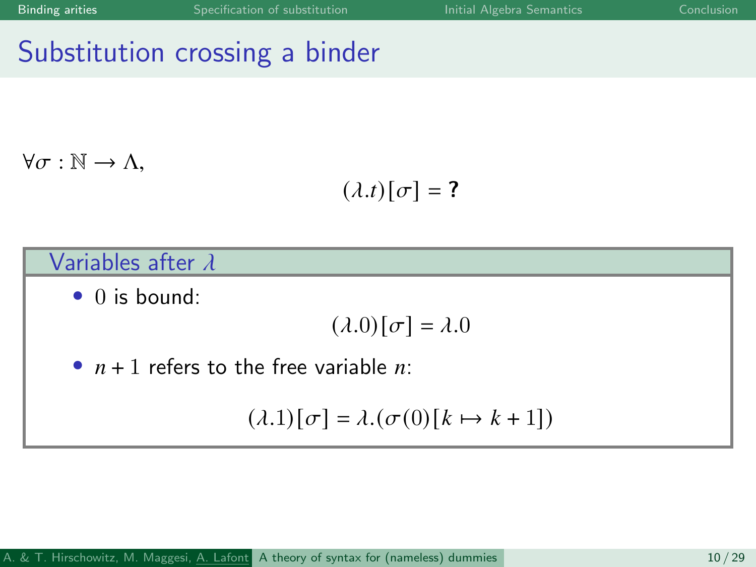# Substitution crossing a binder

$\forall \sigma : \mathbb{N} \to \Lambda,$

$$(\lambda.t)[\sigma] = \textbf{?}$$

## Variables after $\lambda$

- $0$ is bound:

$$(\lambda.0)[\sigma] = \lambda.0$$

- $n+1$ refers to the free variable $n$:

$$(\lambda.1)[\sigma] = \lambda.(\sigma(0)[k \mapsto k+1])$$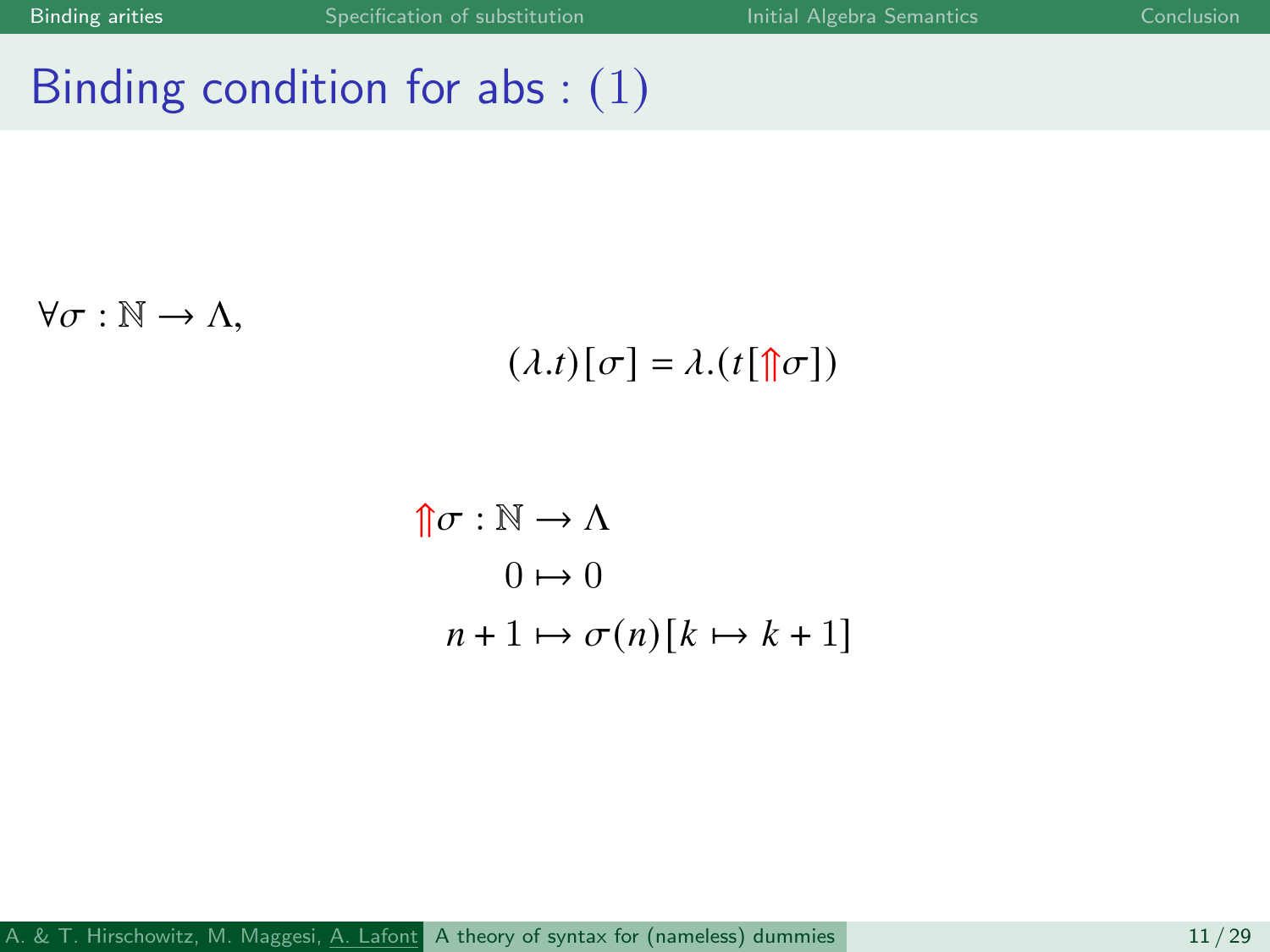# Binding condition for abs : (1)

$\forall \sigma : \mathbb{N} \to \Lambda,$

$$(\lambda.t)[\sigma] = \lambda.(t[\Uparrow\sigma])$$

$$\begin{aligned} \Uparrow\sigma : \mathbb{N} &\to \Lambda \\ 0 &\mapsto 0 \\ n+1 &\mapsto \sigma(n)[k \mapsto k+1] \end{aligned}$$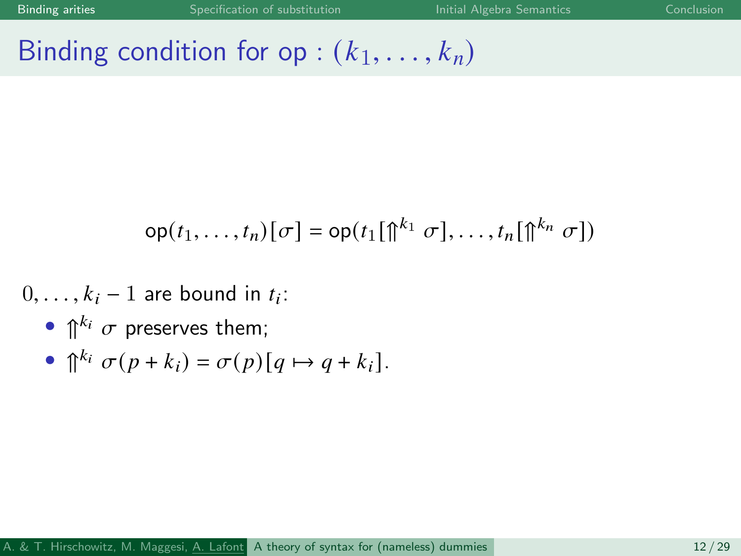# Binding condition for op : $(k_1, \ldots, k_n)$

$$\mathsf{op}(t_1, \ldots, t_n)[\sigma] = \mathsf{op}(t_1[\Uparrow^{k_1} \sigma], \ldots, t_n[\Uparrow^{k_n} \sigma])$$

$0, \ldots, k_i - 1$ are bound in $t_i$:

- $\Uparrow^{k_i} \sigma$ preserves them;
- $\Uparrow^{k_i} \sigma(p + k_i) = \sigma(p)[q \mapsto q + k_i]$.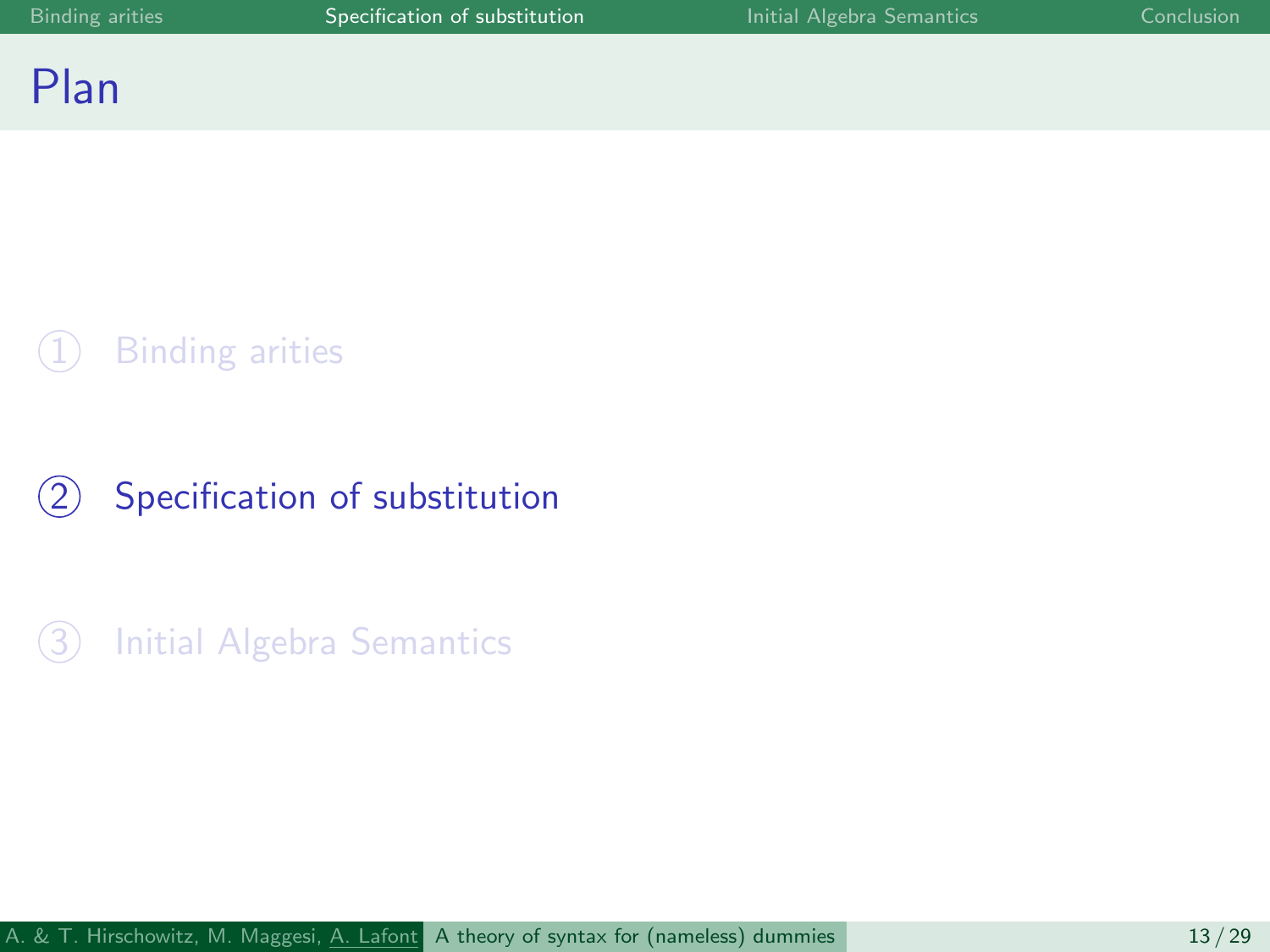# Plan

1. Binding arities
2. Specification of substitution
3. Initial Algebra Semantics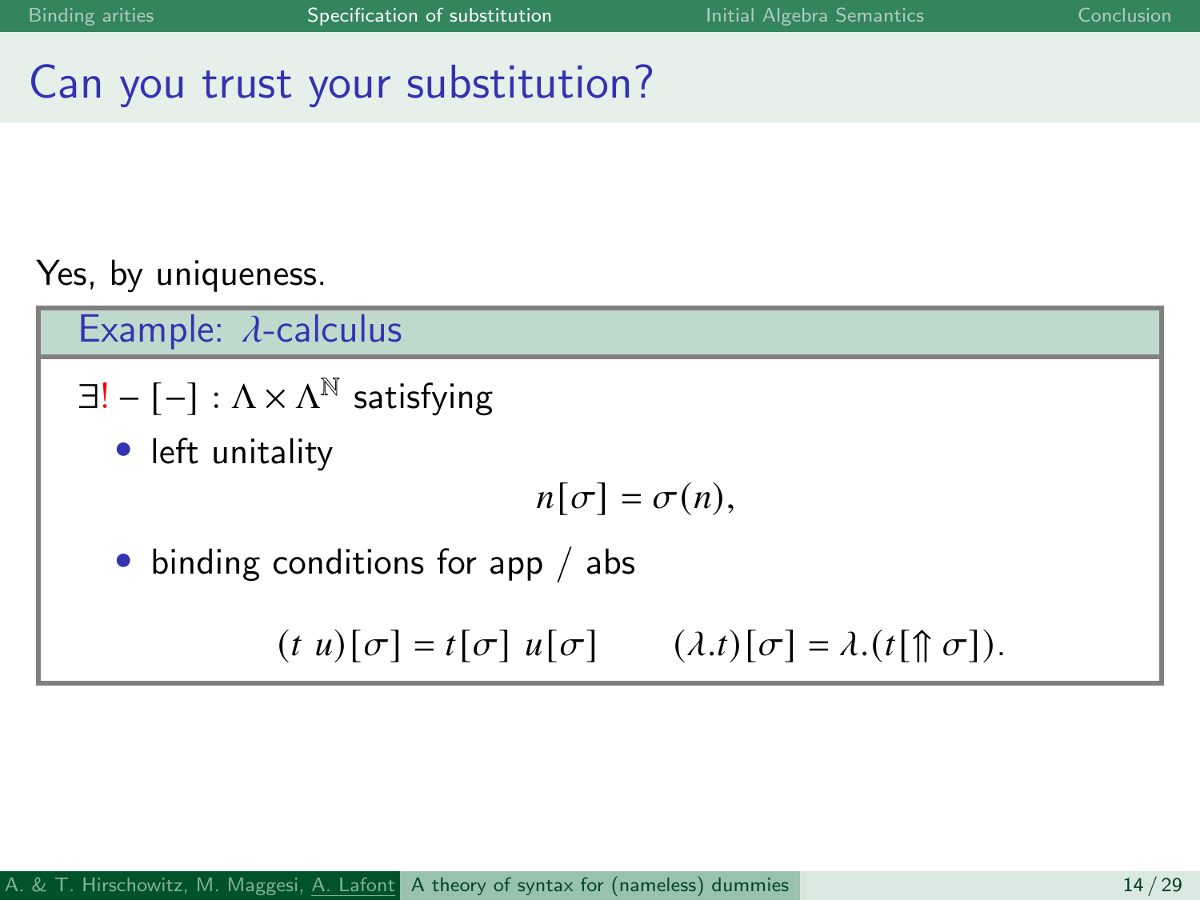# Can you trust your substitution?

Yes, by uniqueness.

**Example: $\lambda$-calculus**

$\exists! - [-] : \Lambda \times \Lambda^{\mathbb{N}}$ satisfying

- left unitality

$$n[\sigma] = \sigma(n),$$

- binding conditions for app / abs

$$(t\ u)[\sigma] = t[\sigma]\ u[\sigma] \qquad (\lambda.t)[\sigma] = \lambda.(t[\Uparrow \sigma]).$$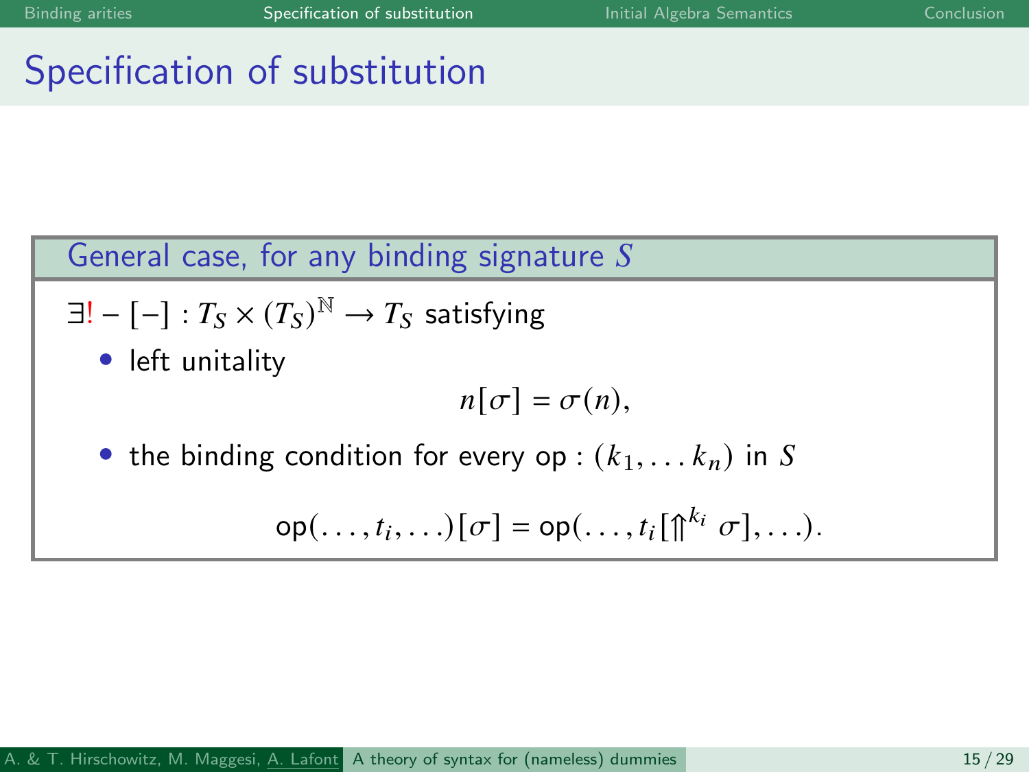# Specification of substitution

**General case, for any binding signature $S$**

$\exists! - [-] : T_S \times (T_S)^{\mathbb{N}} \to T_S$ satisfying

- left unitality

$$n[\sigma] = \sigma(n),$$

- the binding condition for every $\mathsf{op} : (k_1, \dots k_n)$ in $S$

$$\mathsf{op}(\dots, t_i, \dots)[\sigma] = \mathsf{op}(\dots, t_i[\Uparrow^{k_i} \sigma], \dots).$$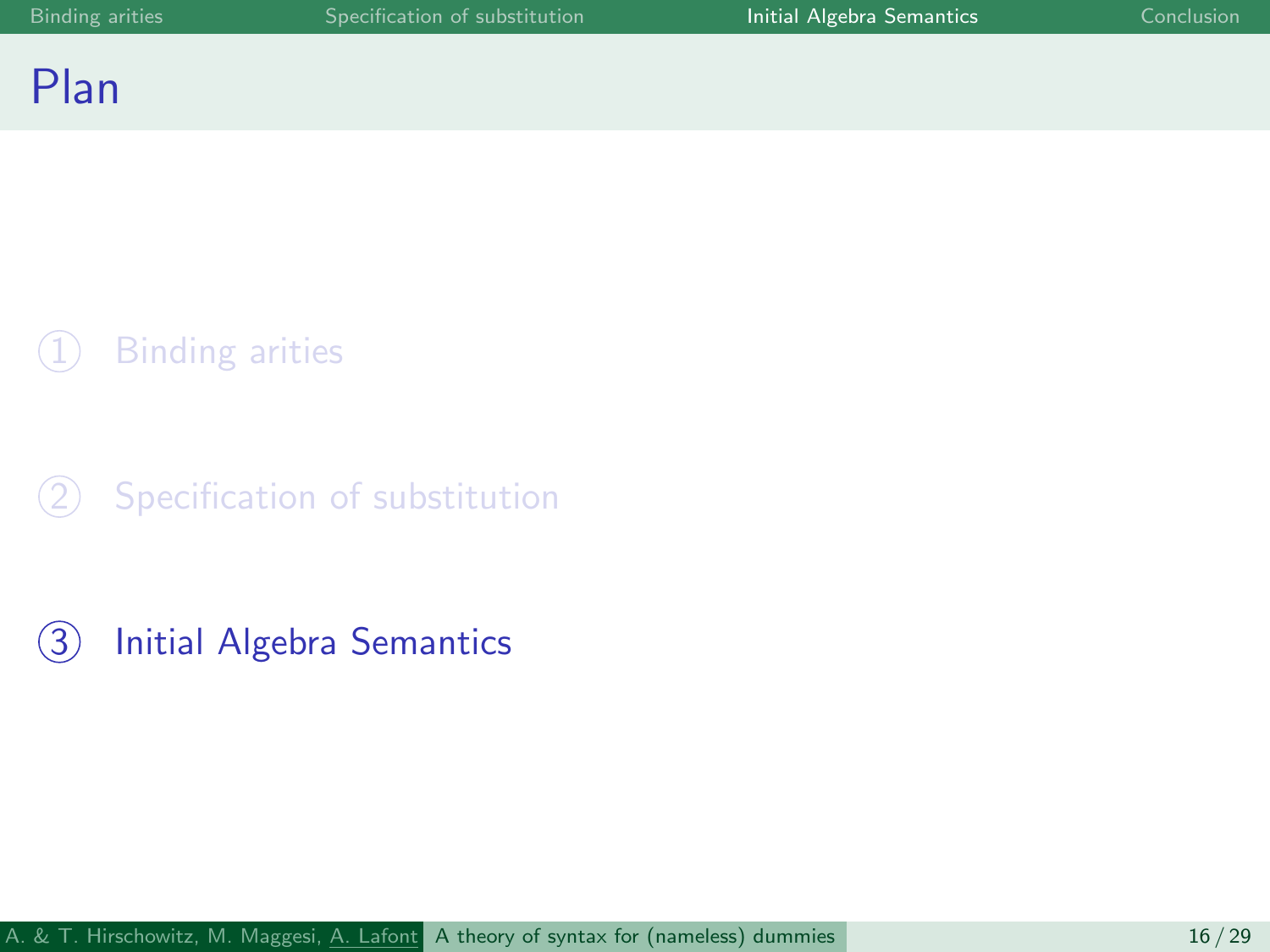# Plan

1. Binding arities
2. Specification of substitution
3. Initial Algebra Semantics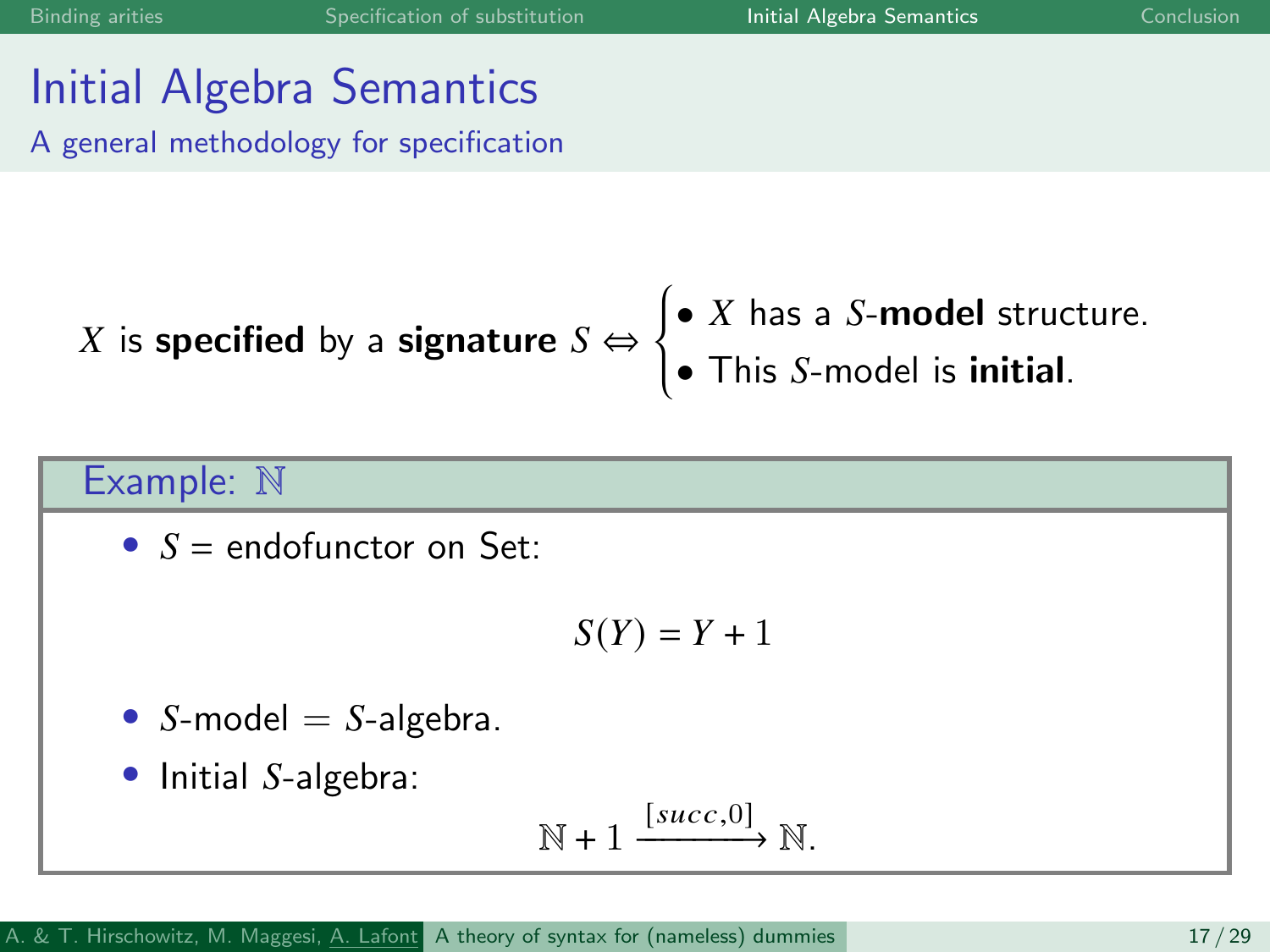# Initial Algebra Semantics

## A general methodology for specification

$X$ is **specified** by a **signature** $S$ $\Leftrightarrow$
- $X$ has a $S$-**model** structure.
- This $S$-model is **initial**.

### Example: $\mathbb{N}$

- $S$ = endofunctor on Set:

$$S(Y) = Y + 1$$

- $S$-model $=$ $S$-algebra.
- Initial $S$-algebra:

$$\mathbb{N} + 1 \xrightarrow{[succ, 0]} \mathbb{N}.$$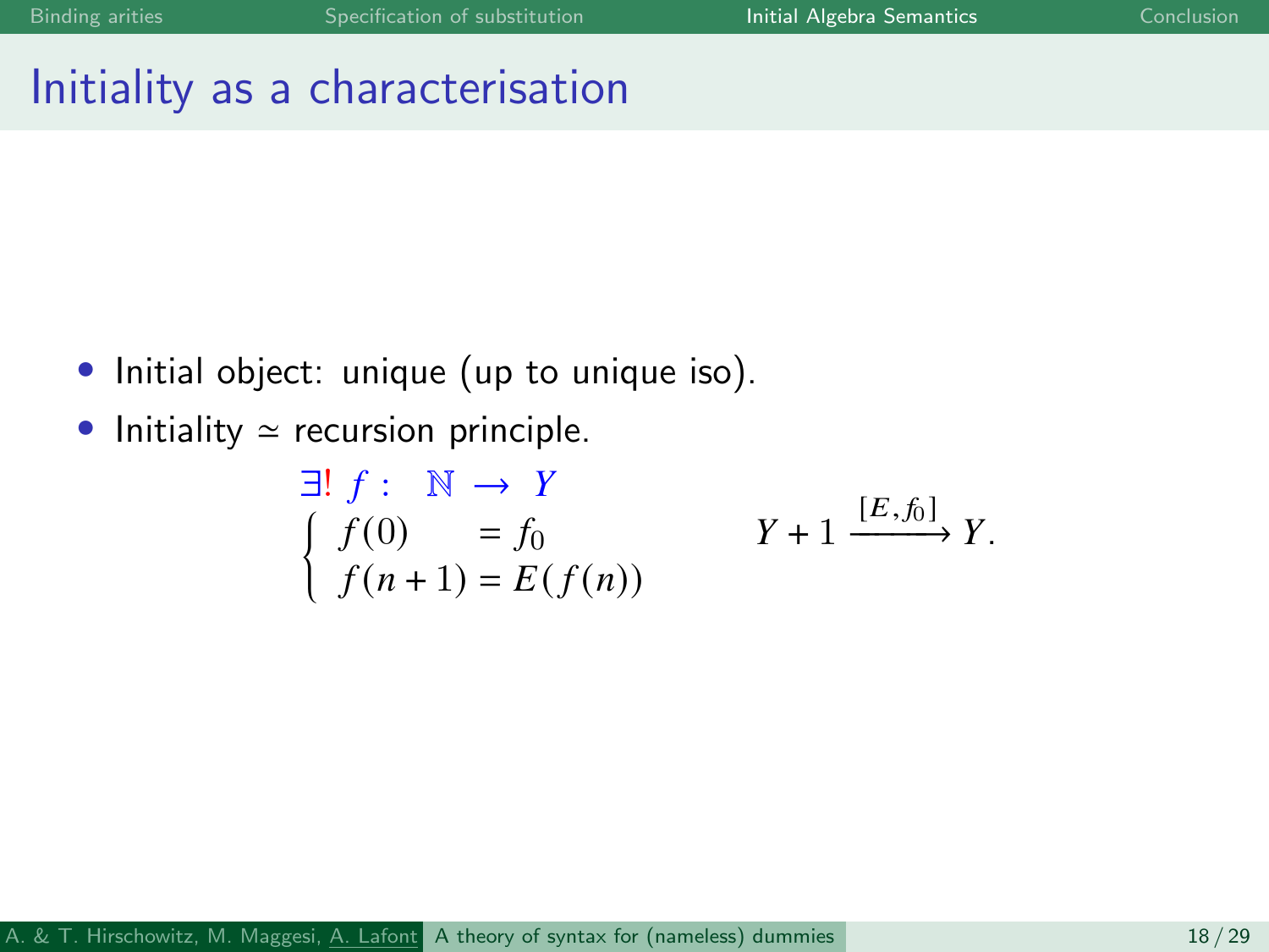# Initiality as a characterisation

- Initial object: unique (up to unique iso).
- Initiality $\simeq$ recursion principle.

$$\exists!\, f : \quad \mathbb{N} \rightarrow Y$$

$$\begin{cases} f(0) = f_0 \\ f(n+1) = E(f(n)) \end{cases} \qquad\qquad Y + 1 \xrightarrow{[E, f_0]} Y.$$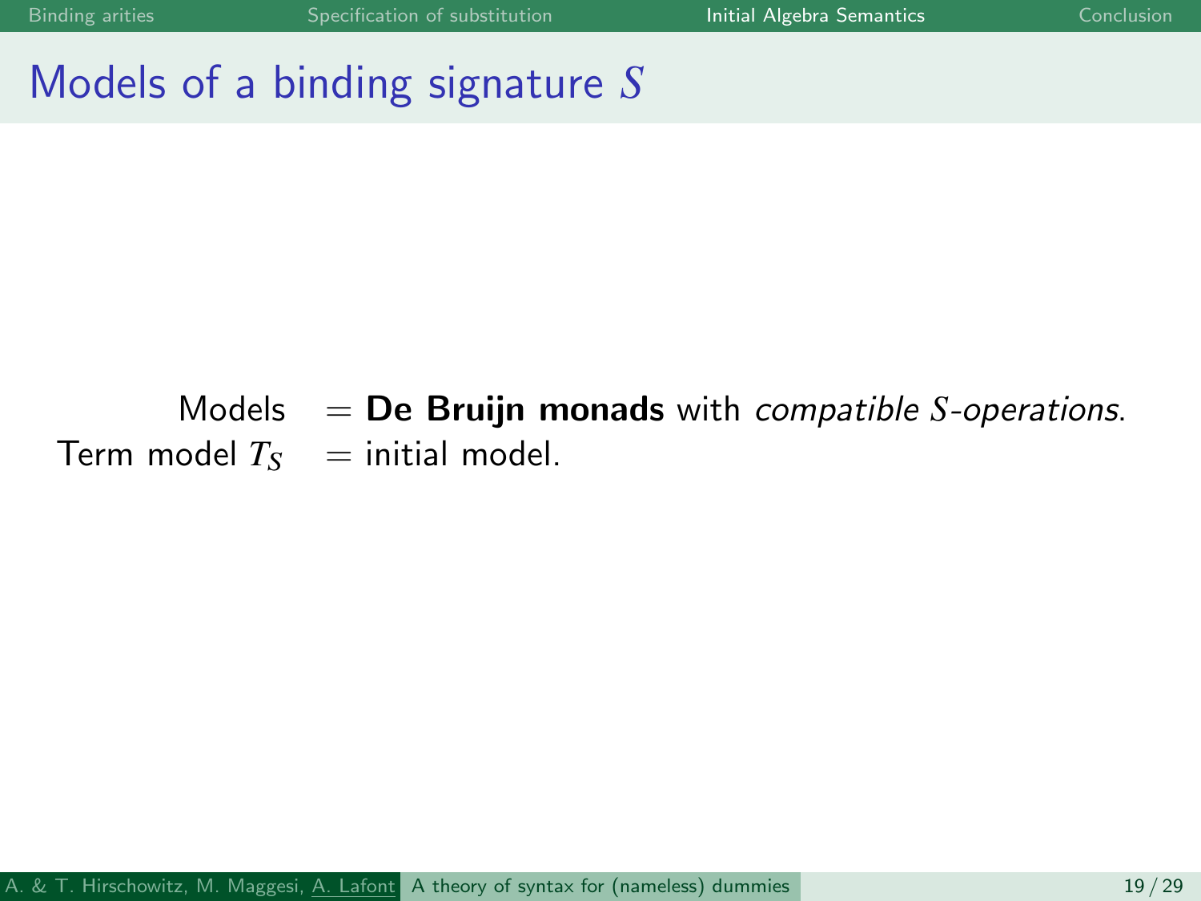# Models of a binding signature $S$

Models = **De Bruijn monads** with *compatible $S$-operations*.

Term model $T_S$ = initial model.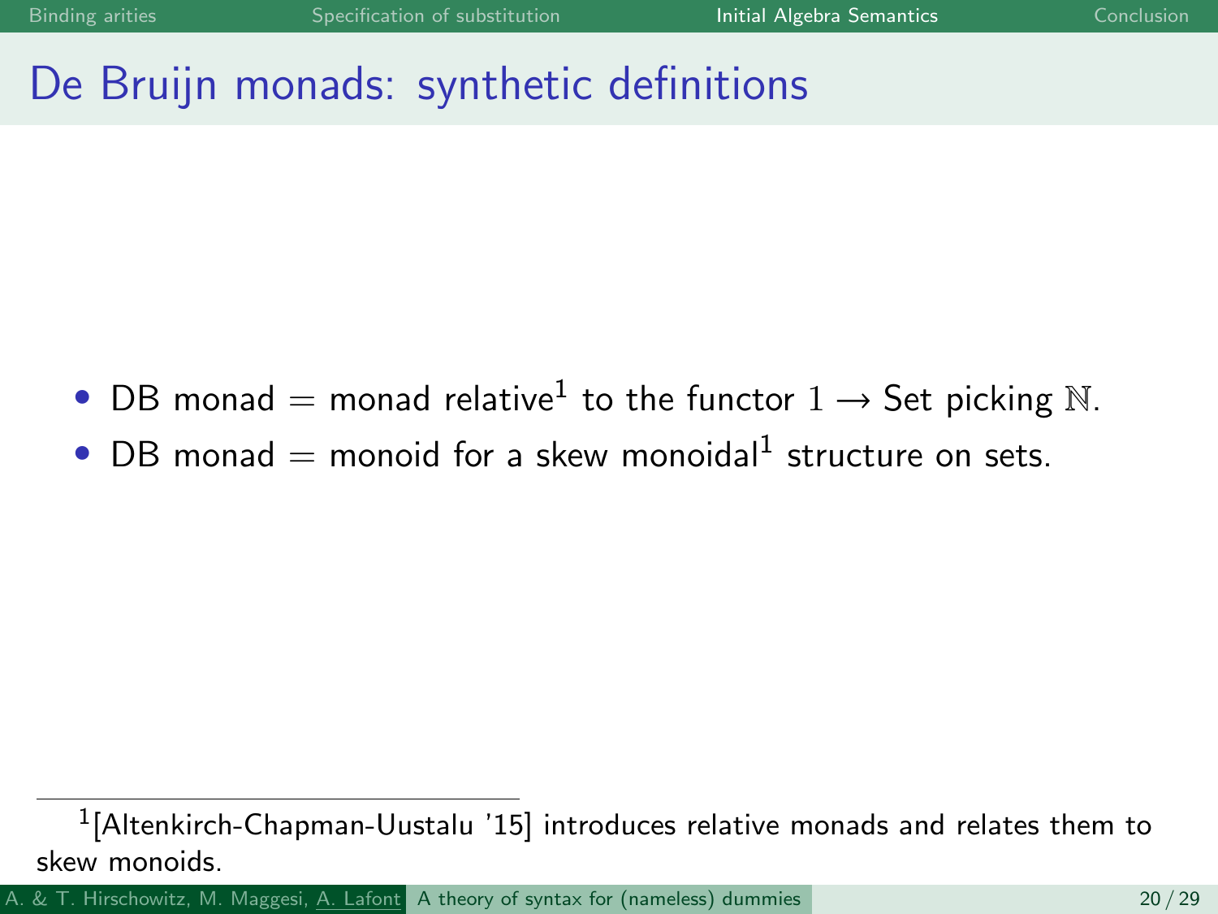# De Bruijn monads: synthetic definitions

- DB monad = monad relative[1] to the functor $1 \to \mathsf{Set}$ picking $\mathbb{N}$.
- DB monad = monoid for a skew monoidal[1] structure on sets.

[1] [Altenkirch-Chapman-Uustalu '15] introduces relative monads and relates them to skew monoids.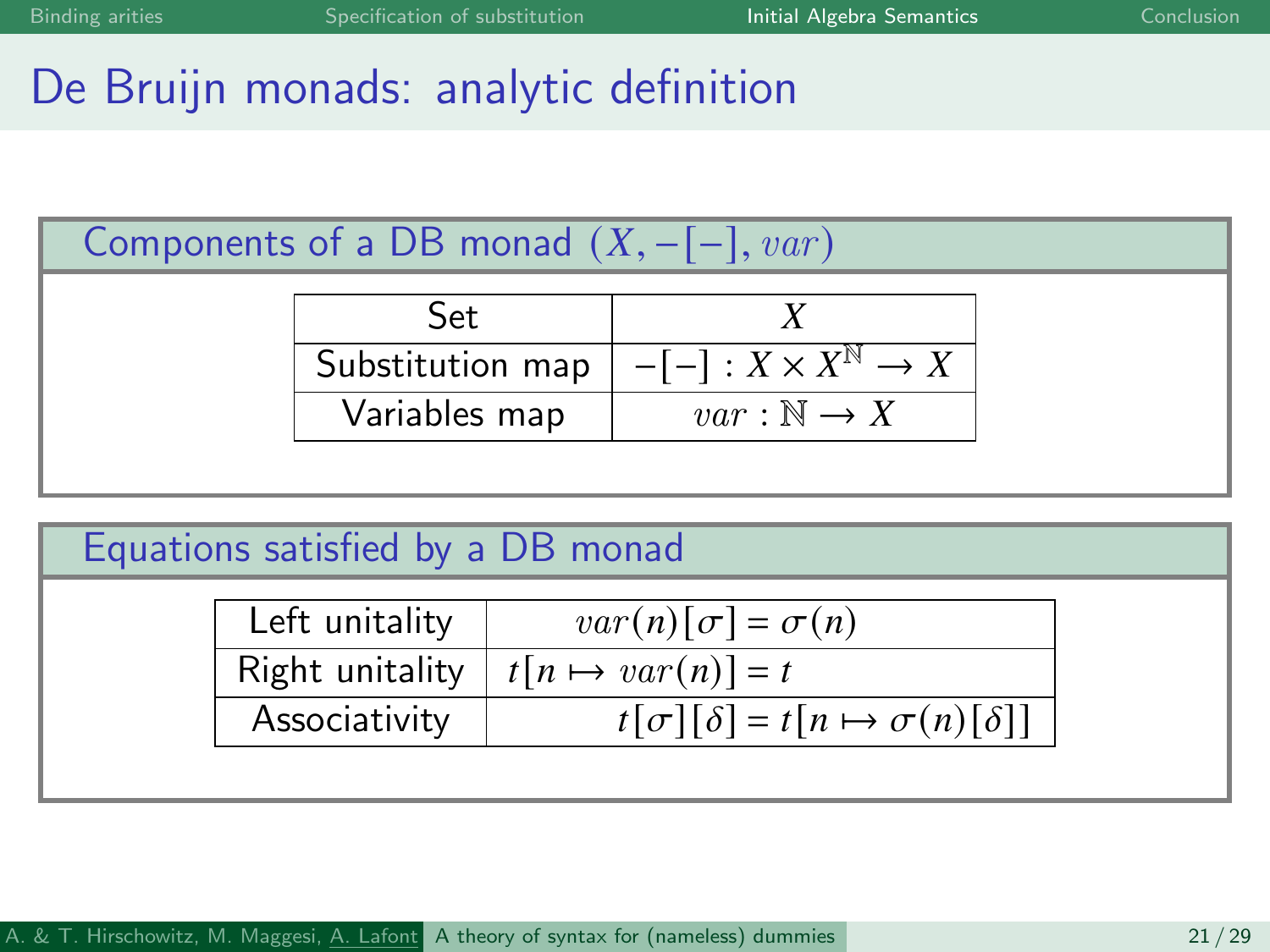# De Bruijn monads: analytic definition

## Components of a DB monad $(X, -[-], var)$

| | |
|---|---|
| Set | $X$ |
| Substitution map | $-[-] : X \times X^{\mathbb{N}} \to X$ |
| Variables map | $var : \mathbb{N} \to X$ |

## Equations satisfied by a DB monad

| | |
|---|---|
| Left unitality | $var(n)[\sigma] = \sigma(n)$ |
| Right unitality | $t[n \mapsto var(n)] = t$ |
| Associativity | $t[\sigma][\delta] = t[n \mapsto \sigma(n)[\delta]]$ |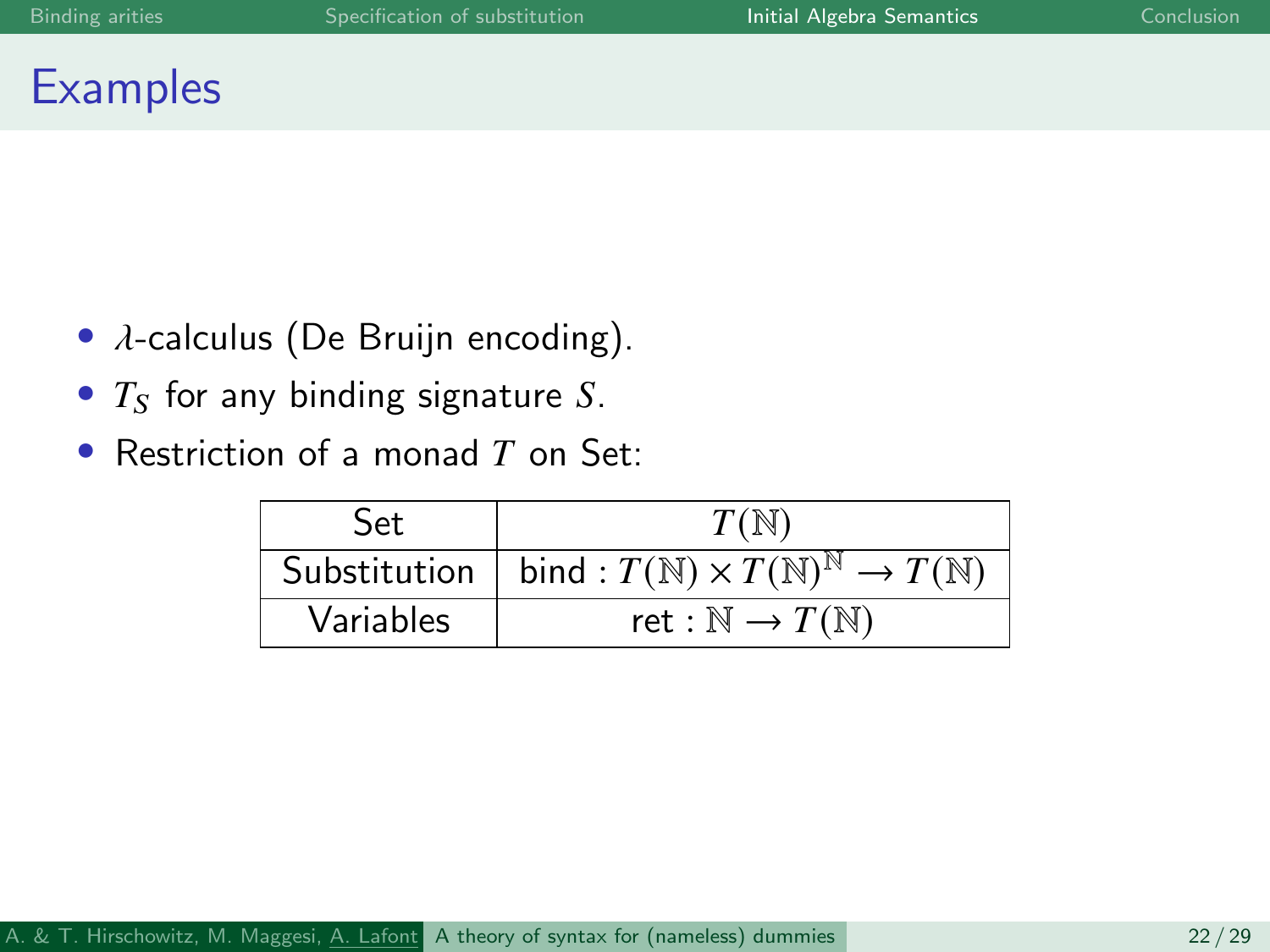# Examples

- $\lambda$-calculus (De Bruijn encoding).
- $T_S$ for any binding signature $S$.
- Restriction of a monad $T$ on Set:

| Set | $T(\mathbb{N})$ |
|---|---|
| Substitution | bind : $T(\mathbb{N}) \times T(\mathbb{N})^{\mathbb{N}} \to T(\mathbb{N})$ |
| Variables | ret : $\mathbb{N} \to T(\mathbb{N})$ |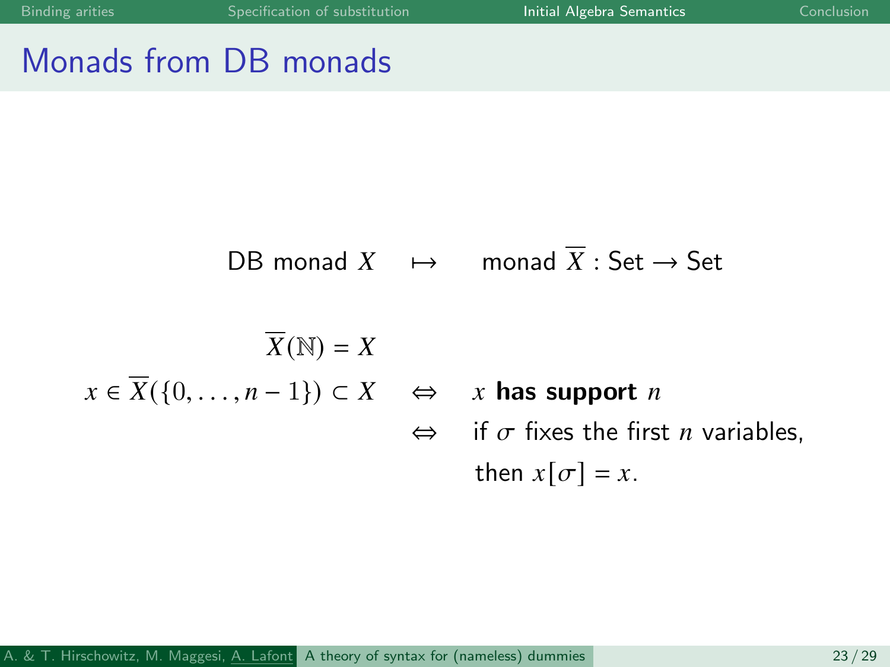# Monads from DB monads

$$\text{DB monad } X \quad \mapsto \quad \text{monad } \overline{X} : \mathsf{Set} \to \mathsf{Set}$$

$$\overline{X}(\mathbb{N}) = X$$

$$x \in \overline{X}(\{0, \ldots, n-1\}) \subset X \quad \Leftrightarrow \quad x \textbf{ has support } n$$

$$\Leftrightarrow \quad \text{if } \sigma \text{ fixes the first } n \text{ variables, then } x[\sigma] = x.$$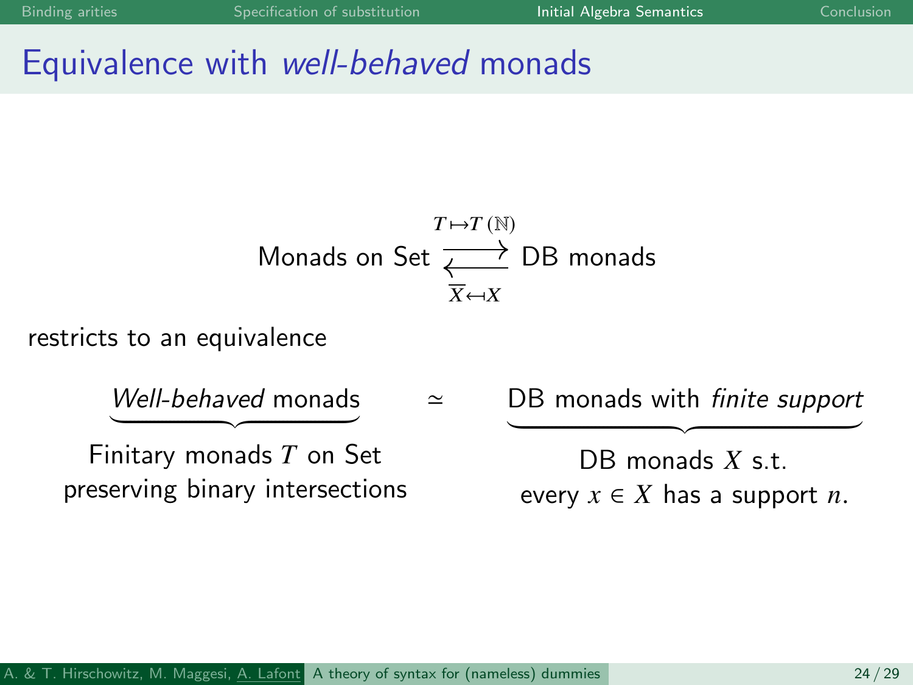# Equivalence with *well-behaved* monads

$$\text{Monads on Set} \underset{\overline{X} \leftarrow\!\shortmid X}{\overset{T \mapsto T(\mathbb{N})}{\rightleftarrows}} \text{DB monads}$$

restricts to an equivalence

$$\underbrace{\textit{Well-behaved}\text{ monads}}_{\substack{\text{Finitary monads } T \text{ on Set} \\ \text{preserving binary intersections}}} \simeq \underbrace{\text{DB monads with } \textit{finite support}}_{\substack{\text{DB monads } X \text{ s.t.} \\ \text{every } x \in X \text{ has a support } n.}}$$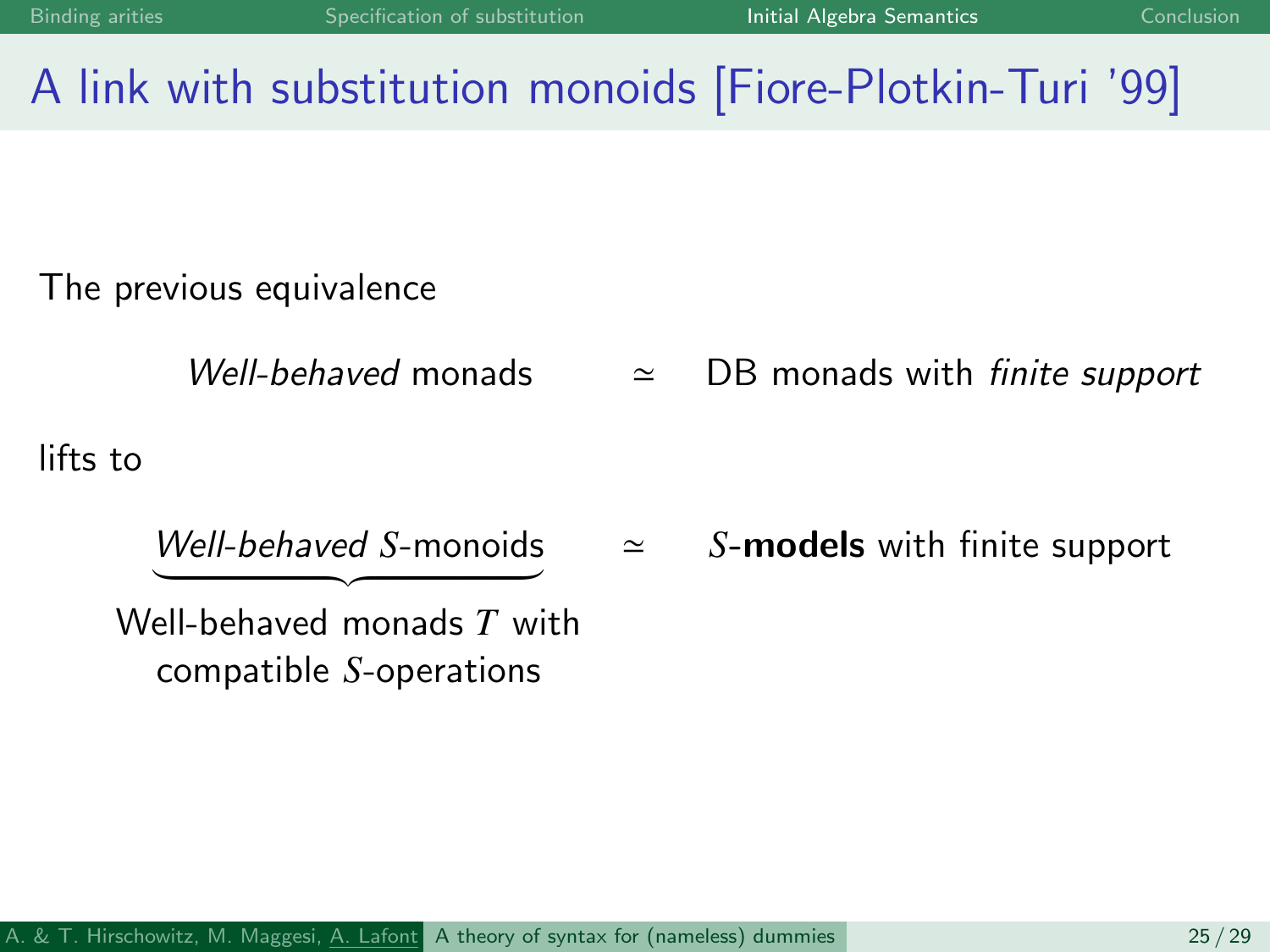# A link with substitution monoids [Fiore-Plotkin-Turi '99]

The previous equivalence

$$\textit{Well-behaved}\text{ monads} \quad \simeq \quad \text{DB monads with } \textit{finite support}$$

lifts to

$$\underbrace{\textit{Well-behaved } S\text{-monoids}}_{\substack{\text{Well-behaved monads } T \text{ with} \\ \text{compatible } S\text{-operations}}} \quad \simeq \quad S\text{-}\textbf{models} \text{ with finite support}$$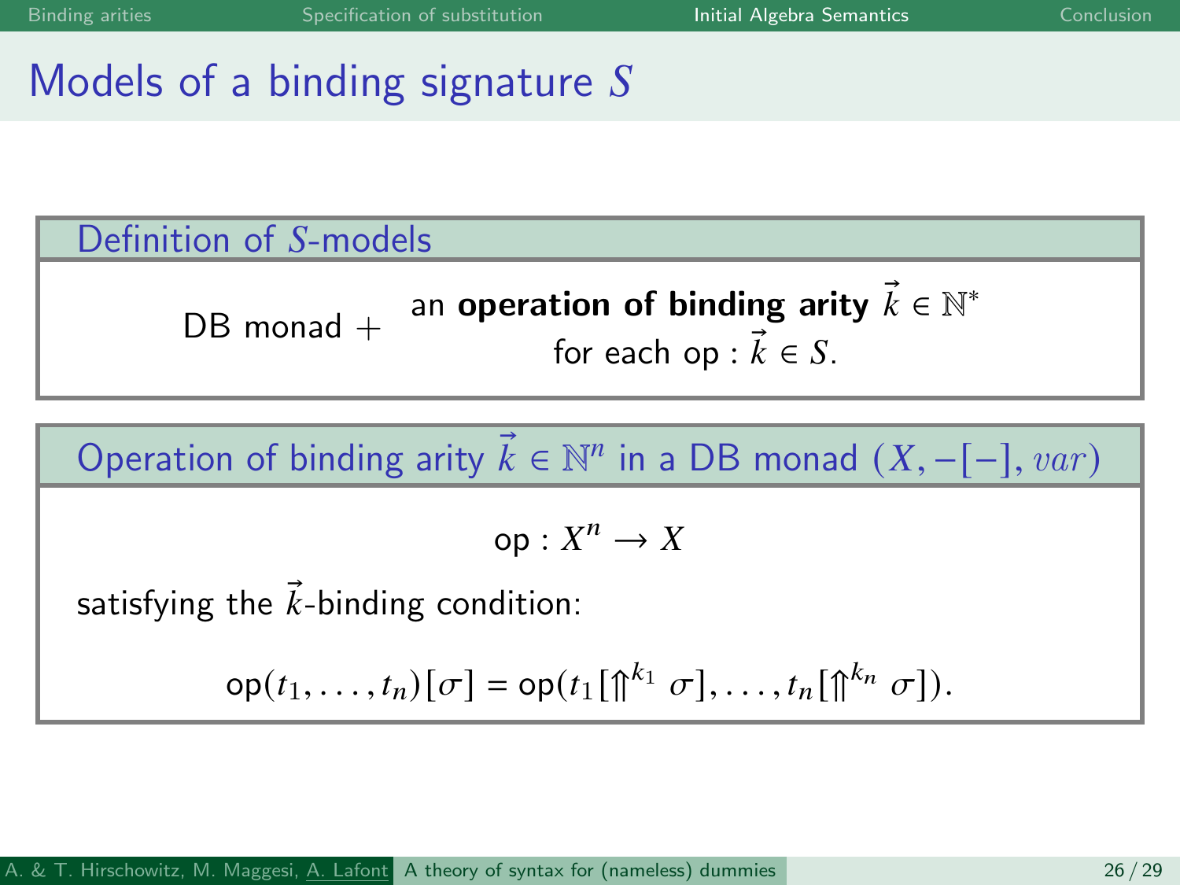# Models of a binding signature $S$

### Definition of $S$-models

DB monad + an **operation of binding arity** $\vec{k} \in \mathbb{N}^*$ for each op : $\vec{k} \in S$.

### Operation of binding arity $\vec{k} \in \mathbb{N}^n$ in a DB monad $(X, -[-], var)$

$$\mathsf{op} : X^n \to X$$

satisfying the $\vec{k}$-binding condition:

$$\mathsf{op}(t_1, \ldots, t_n)[\sigma] = \mathsf{op}(t_1[\Uparrow^{k_1} \sigma], \ldots, t_n[\Uparrow^{k_n} \sigma]).$$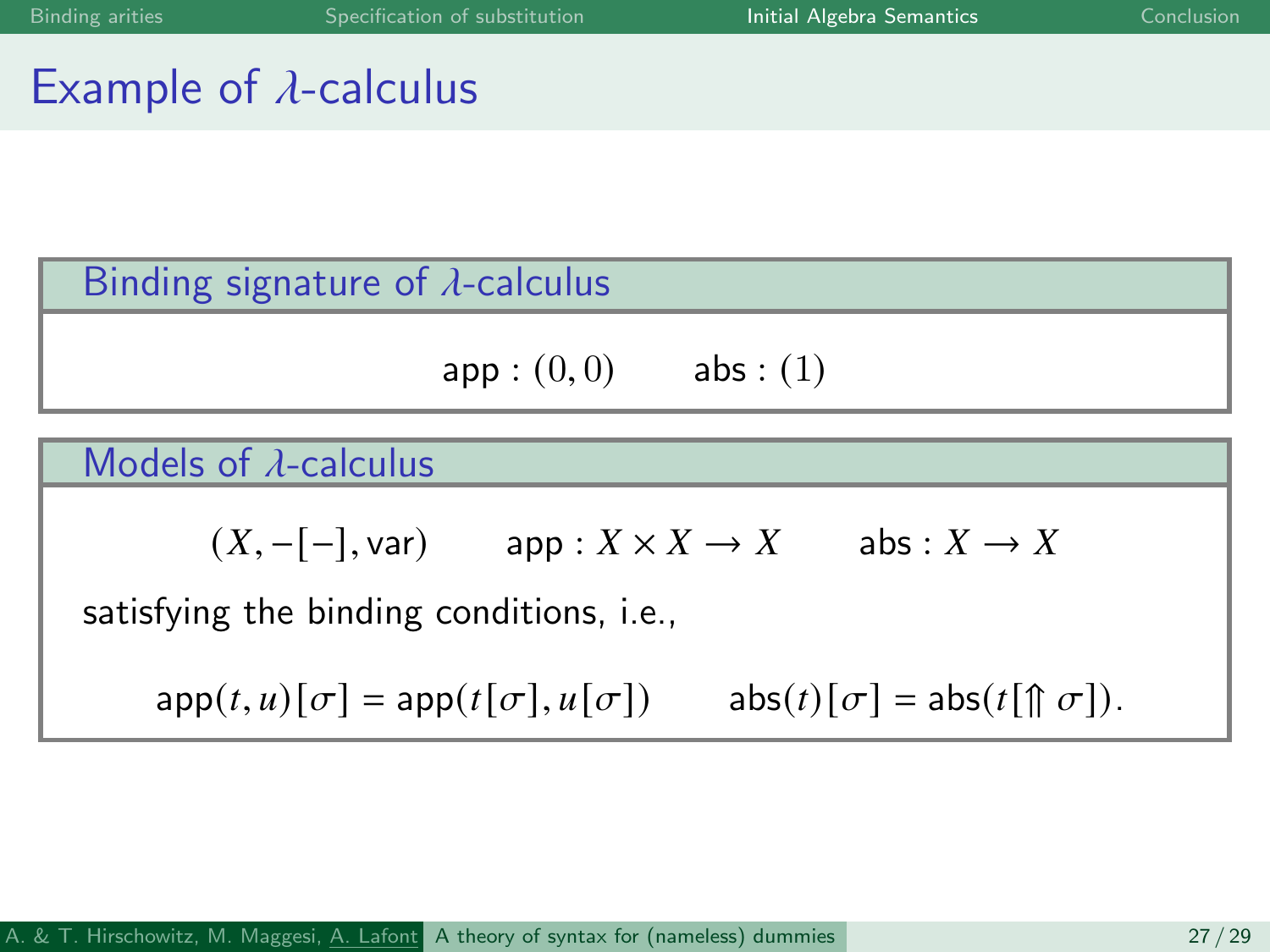# Example of $\lambda$-calculus

### Binding signature of $\lambda$-calculus

$$\mathsf{app} : (0, 0) \qquad \mathsf{abs} : (1)$$

### Models of $\lambda$-calculus

$$(X, -[-], \mathsf{var}) \qquad \mathsf{app} : X \times X \to X \qquad \mathsf{abs} : X \to X$$

satisfying the binding conditions, i.e.,

$$\mathsf{app}(t, u)[\sigma] = \mathsf{app}(t[\sigma], u[\sigma]) \qquad \mathsf{abs}(t)[\sigma] = \mathsf{abs}(t[\Uparrow \sigma]).$$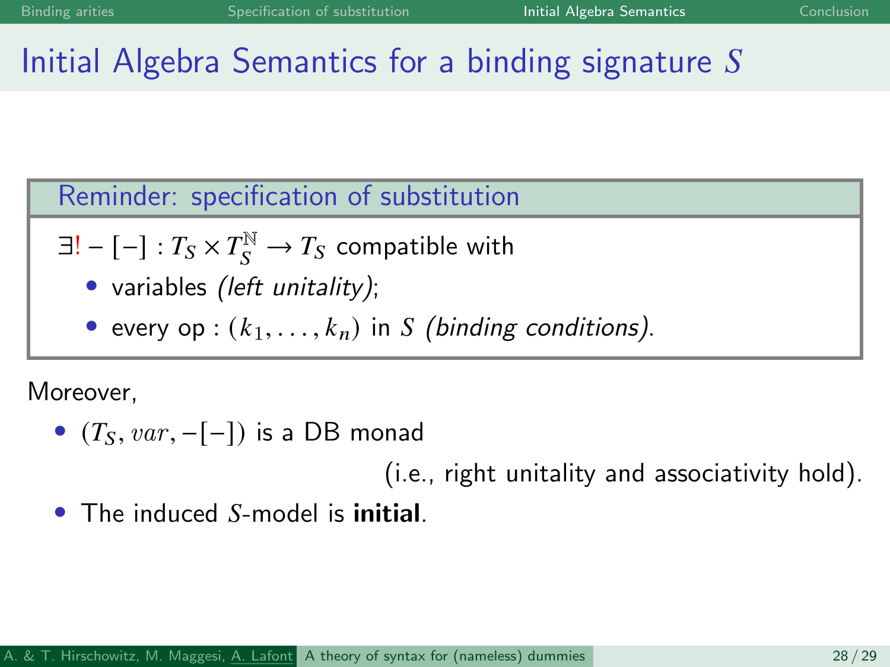# Initial Algebra Semantics for a binding signature $S$

**Reminder: specification of substitution**

$\exists! -[-] : T_S \times T_S^{\mathbb{N}} \to T_S$ compatible with

- variables *(left unitality)*;
- every op : $(k_1, \ldots, k_n)$ in $S$ *(binding conditions)*.

Moreover,

- $(T_S, var, -[-])$ is a DB monad

  (i.e., right unitality and associativity hold).
- The induced $S$-model is **initial**.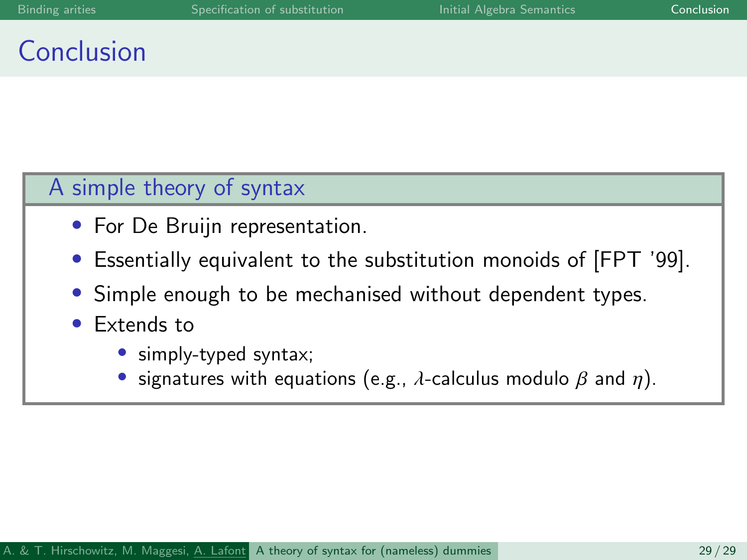# Conclusion

## A simple theory of syntax

- For De Bruijn representation.
- Essentially equivalent to the substitution monoids of [FPT '99].
- Simple enough to be mechanised without dependent types.
- Extends to
  - simply-typed syntax;
  - signatures with equations (e.g., $\lambda$-calculus modulo $\beta$ and $\eta$).